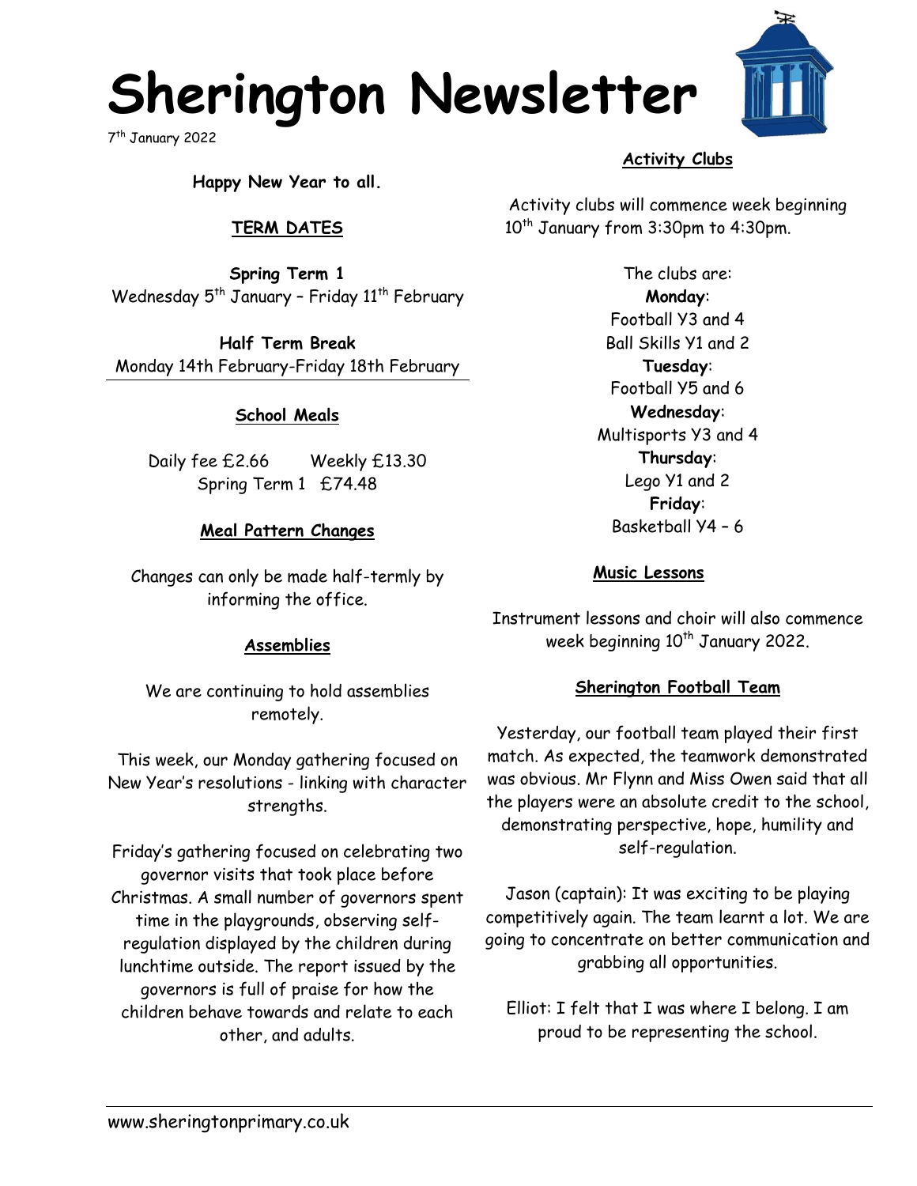# Sherington Newsletter

7th January 2022

**Happy New Year to all.**

## TERM DATES

**Spring Term 1**
Wednesday 5th January – Friday 11th February

**Half Term Break**
Monday 14th February-Friday 18th February

## School Meals

Daily fee £2.66 Weekly £13.30
Spring Term 1 £74.48

## Meal Pattern Changes

Changes can only be made half-termly by informing the office.

## Assemblies

We are continuing to hold assemblies remotely.

This week, our Monday gathering focused on New Year's resolutions - linking with character strengths.

Friday's gathering focused on celebrating two governor visits that took place before Christmas. A small number of governors spent time in the playgrounds, observing self-regulation displayed by the children during lunchtime outside. The report issued by the governors is full of praise for how the children behave towards and relate to each other, and adults.

## Activity Clubs

Activity clubs will commence week beginning 10th January from 3:30pm to 4:30pm.

The clubs are:

**Monday**:
Football Y3 and 4
Ball Skills Y1 and 2

**Tuesday**:
Football Y5 and 6

**Wednesday**:
Multisports Y3 and 4

**Thursday**:
Lego Y1 and 2

**Friday**:
Basketball Y4 – 6

## Music Lessons

Instrument lessons and choir will also commence week beginning 10th January 2022.

## Sherington Football Team

Yesterday, our football team played their first match. As expected, the teamwork demonstrated was obvious. Mr Flynn and Miss Owen said that all the players were an absolute credit to the school, demonstrating perspective, hope, humility and self-regulation.

Jason (captain): It was exciting to be playing competitively again. The team learnt a lot. We are going to concentrate on better communication and grabbing all opportunities.

Elliot: I felt that I was where I belong. I am proud to be representing the school.

www.sheringtonprimary.co.uk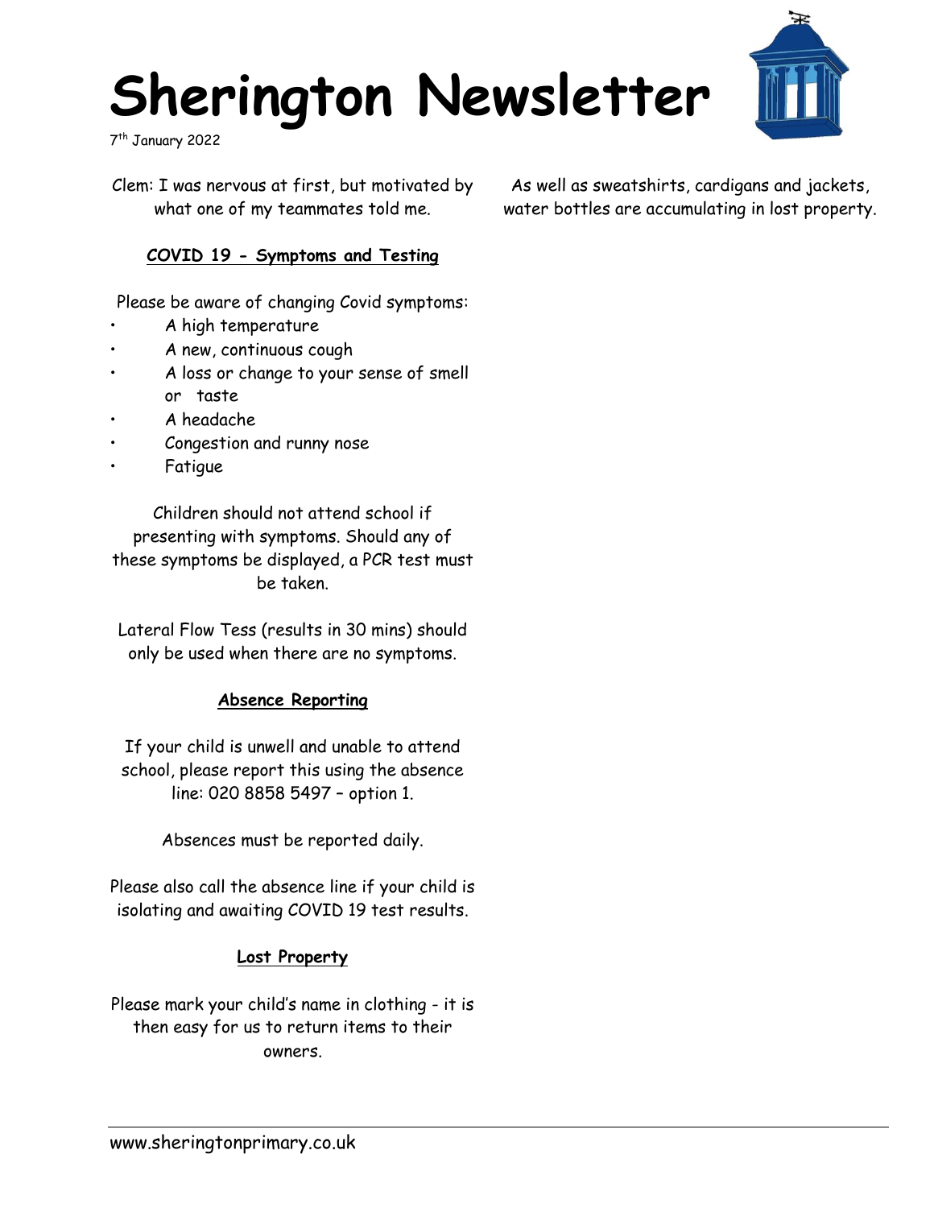Clem: I was nervous at first, but motivated by what one of my teammates told me.

**COVID 19 - Symptoms and Testing**

Please be aware of changing Covid symptoms:

- A high temperature
- A new, continuous cough
- A loss or change to your sense of smell or taste
- A headache
- Congestion and runny nose
- Fatigue

Children should not attend school if presenting with symptoms. Should any of these symptoms be displayed, a PCR test must be taken.

Lateral Flow Tess (results in 30 mins) should only be used when there are no symptoms.

**Absence Reporting**

If your child is unwell and unable to attend school, please report this using the absence line: 020 8858 5497 – option 1.

Absences must be reported daily.

Please also call the absence line if your child is isolating and awaiting COVID 19 test results.

**Lost Property**

Please mark your child's name in clothing - it is then easy for us to return items to their owners.

As well as sweatshirts, cardigans and jackets, water bottles are accumulating in lost property.